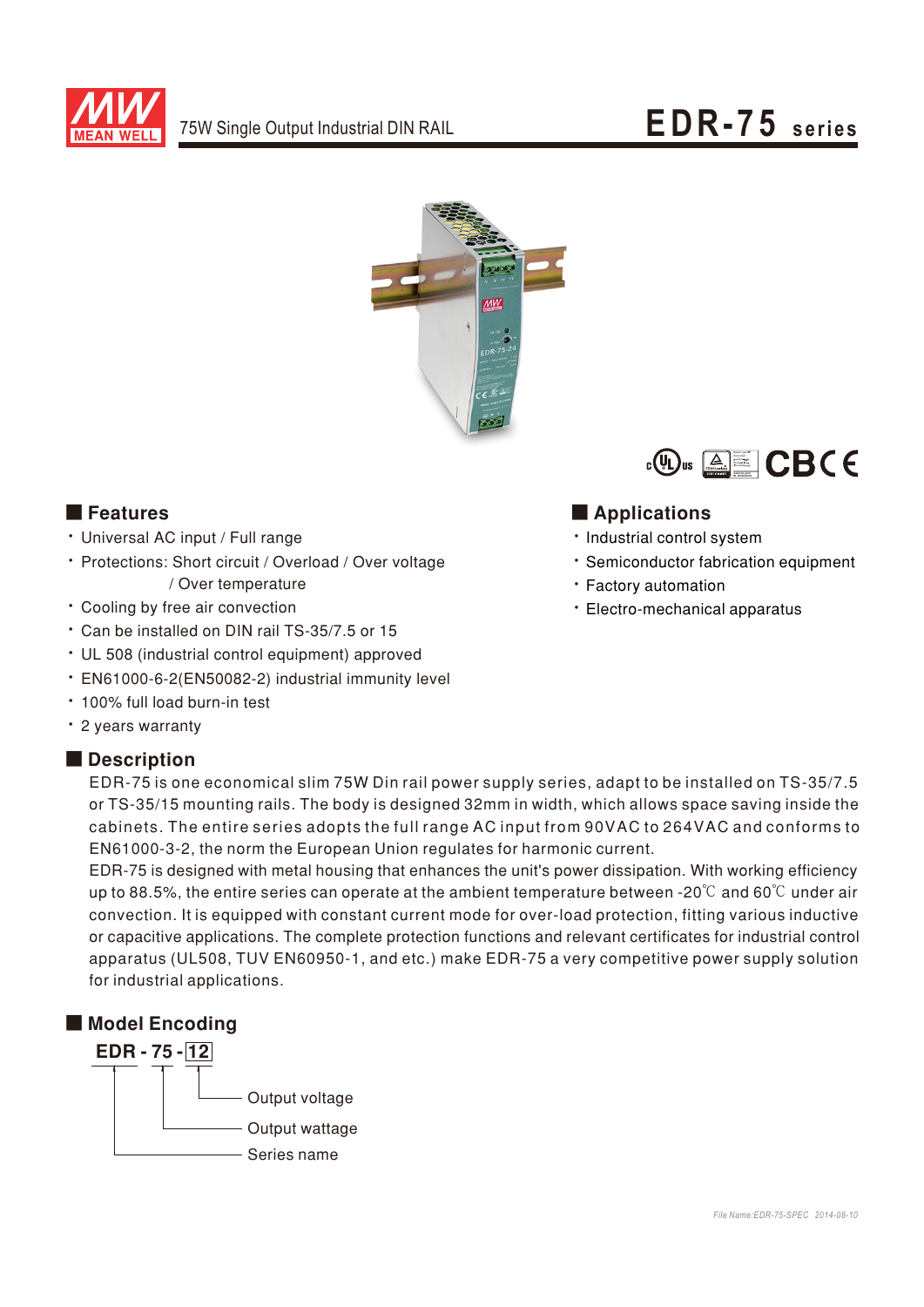# EDR-75 series

75W Single Output Industrial DIN RAIL

## Features

- Universal AC input / Full range
- Protections: Short circuit / Overload / Over voltage / Over temperature
- Cooling by free air convection
- Can be installed on DIN rail TS-35/7.5 or 15
- UL 508 (industrial control equipment) approved
- EN61000-6-2(EN50082-2) industrial immunity level
- 100% full load burn-in test
- 2 years warranty

## Applications

- Industrial control system
- Semiconductor fabrication equipment
- Factory automation
- Electro-mechanical apparatus

## Description

EDR-75 is one economical slim 75W Din rail power supply series, adapt to be installed on TS-35/7.5 or TS-35/15 mounting rails. The body is designed 32mm in width, which allows space saving inside the cabinets. The entire series adopts the full range AC input from 90VAC to 264VAC and conforms to EN61000-3-2, the norm the European Union regulates for harmonic current.

EDR-75 is designed with metal housing that enhances the unit's power dissipation. With working efficiency up to 88.5%, the entire series can operate at the ambient temperature between -20℃ and 60℃ under air convection. It is equipped with constant current mode for over-load protection, fitting various inductive or capacitive applications. The complete protection functions and relevant certificates for industrial control apparatus (UL508, TUV EN60950-1, and etc.) make EDR-75 a very competitive power supply solution for industrial applications.

## Model Encoding

**EDR - 75 - 12**

- 12: Output voltage
- 75: Output wattage
- EDR: Series name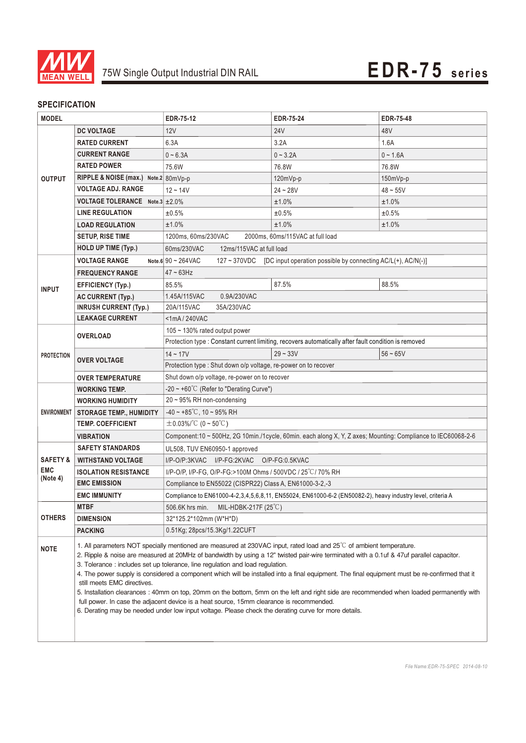# 75W Single Output Industrial DIN RAIL — EDR-75 series

## SPECIFICATION

| MODEL | | EDR-75-12 | EDR-75-24 | EDR-75-48 |
|---|---|---|---|---|
| OUTPUT | DC VOLTAGE | 12V | 24V | 48V |
| | RATED CURRENT | 6.3A | 3.2A | 1.6A |
| | CURRENT RANGE | 0 ~ 6.3A | 0 ~ 3.2A | 0 ~ 1.6A |
| | RATED POWER | 75.6W | 76.8W | 76.8W |
| | RIPPLE & NOISE (max.) Note.2 | 80mVp-p | 120mVp-p | 150mVp-p |
| | VOLTAGE ADJ. RANGE | 12 ~ 14V | 24 ~ 28V | 48 ~ 55V |
| | VOLTAGE TOLERANCE Note.3 | ±2.0% | ±1.0% | ±1.0% |
| | LINE REGULATION | ±0.5% | ±0.5% | ±0.5% |
| | LOAD REGULATION | ±1.0% | ±1.0% | ±1.0% |
| | SETUP, RISE TIME | 1200ms, 60ms/230VAC 2000ms, 60ms/115VAC at full load | | |
| | HOLD UP TIME (Typ.) | 60ms/230VAC 12ms/115VAC at full load | | |
| INPUT | VOLTAGE RANGE Note.6 | 90 ~ 264VAC 127 ~ 370VDC [DC input operation possible by connecting AC/L(+), AC/N(-)] | | |
| | FREQUENCY RANGE | 47 ~ 63Hz | | |
| | EFFICIENCY (Typ.) | 85.5% | 87.5% | 88.5% |
| | AC CURRENT (Typ.) | 1.45A/115VAC 0.9A/230VAC | | |
| | INRUSH CURRENT (Typ.) | 20A/115VAC 35A/230VAC | | |
| | LEAKAGE CURRENT | <1mA / 240VAC | | |
| PROTECTION | OVERLOAD | 105 ~ 130% rated output power | | |
| | | Protection type : Constant current limiting, recovers automatically after fault condition is removed | | |
| | OVER VOLTAGE | 14 ~ 17V | 29 ~ 33V | 56 ~ 65V |
| | | Protection type : Shut down o/p voltage, re-power on to recover | | |
| | OVER TEMPERATURE | Shut down o/p voltage, re-power on to recover | | |
| ENVIRONMENT | WORKING TEMP. | -20 ~ +60℃ (Refer to "Derating Curve") | | |
| | WORKING HUMIDITY | 20 ~ 95% RH non-condensing | | |
| | STORAGE TEMP., HUMIDITY | -40 ~ +85℃, 10 ~ 95% RH | | |
| | TEMP. COEFFICIENT | ±0.03%/℃ (0 ~ 50℃) | | |
| | VIBRATION | Component:10 ~ 500Hz, 2G 10min./1cycle, 60min. each along X, Y, Z axes; Mounting: Compliance to IEC60068-2-6 | | |
| SAFETY & EMC (Note 4) | SAFETY STANDARDS | UL508, TUV EN60950-1 approved | | |
| | WITHSTAND VOLTAGE | I/P-O/P:3KVAC I/P-FG:2KVAC O/P-FG:0.5KVAC | | |
| | ISOLATION RESISTANCE | I/P-O/P, I/P-FG, O/P-FG:>100M Ohms / 500VDC / 25℃/ 70% RH | | |
| | EMC EMISSION | Compliance to EN55022 (CISPR22) Class A, EN61000-3-2,-3 | | |
| | EMC IMMUNITY | Compliance to EN61000-4-2,3,4,5,6,8,11, EN55024, EN61000-6-2 (EN50082-2), heavy industry level, criteria A | | |
| OTHERS | MTBF | 506.6K hrs min. MIL-HDBK-217F (25℃) | | |
| | DIMENSION | 32*125.2*102mm (W*H*D) | | |
| | PACKING | 0.51Kg; 28pcs/15.3Kg/1.22CUFT | | |

**NOTE**

1. All parameters NOT specially mentioned are measured at 230VAC input, rated load and 25℃ of ambient temperature.
2. Ripple & noise are measured at 20MHz of bandwidth by using a 12" twisted pair-wire terminated with a 0.1uf & 47uf parallel capacitor.
3. Tolerance : includes set up tolerance, line regulation and load regulation.
4. The power supply is considered a component which will be installed into a final equipment. The final equipment must be re-confirmed that it still meets EMC directives.
5. Installation clearances : 40mm on top, 20mm on the bottom, 5mm on the left and right side are recommended when loaded permanently with full power. In case the adjacent device is a heat source, 15mm clearance is recommended.
6. Derating may be needed under low input voltage. Please check the derating curve for more details.

File Name:EDR-75-SPEC 2014-08-10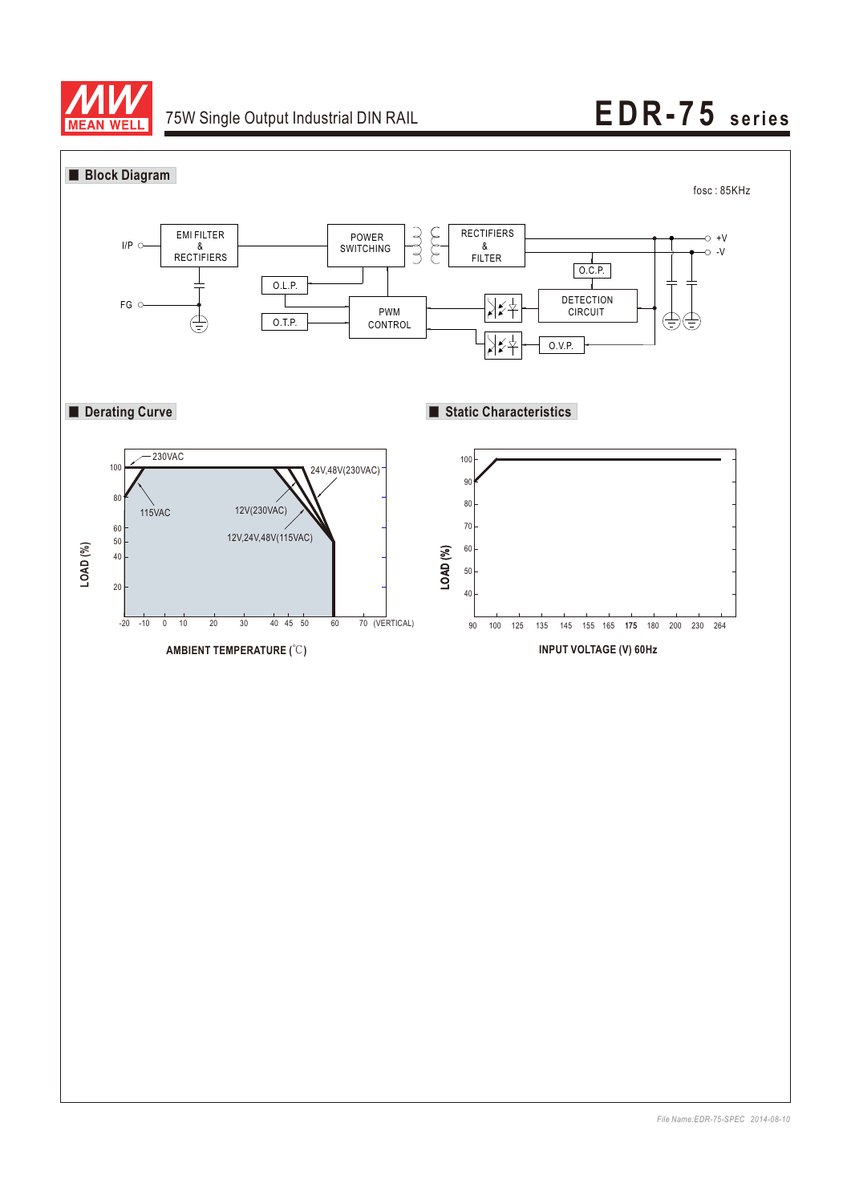# EDR-75 series

75W Single Output Industrial DIN RAIL

## Block Diagram

fosc : 85KHz

I/P, FG, EMI FILTER & RECTIFIERS, POWER SWITCHING, RECTIFIERS & FILTER, +V, -V, O.L.P., O.T.P., PWM CONTROL, O.C.P., DETECTION CIRCUIT, O.V.P.

## Derating Curve

230VAC, 115VAC, 24V,48V(230VAC), 12V(230VAC), 12V,24V,48V(115VAC)

LOAD (%): 100, 80, 60, 50, 40, 20

-20, -10, 0, 10, 20, 30, 40, 45, 50, 60, 70 (VERTICAL)

AMBIENT TEMPERATURE (℃)

## Static Characteristics

LOAD (%): 100, 90, 80, 70, 60, 50, 40

90, 100, 125, 135, 145, 155, 165, 175, 180, 200, 230, 264

INPUT VOLTAGE (V) 60Hz

*File Name:EDR-75-SPEC 2014-08-10*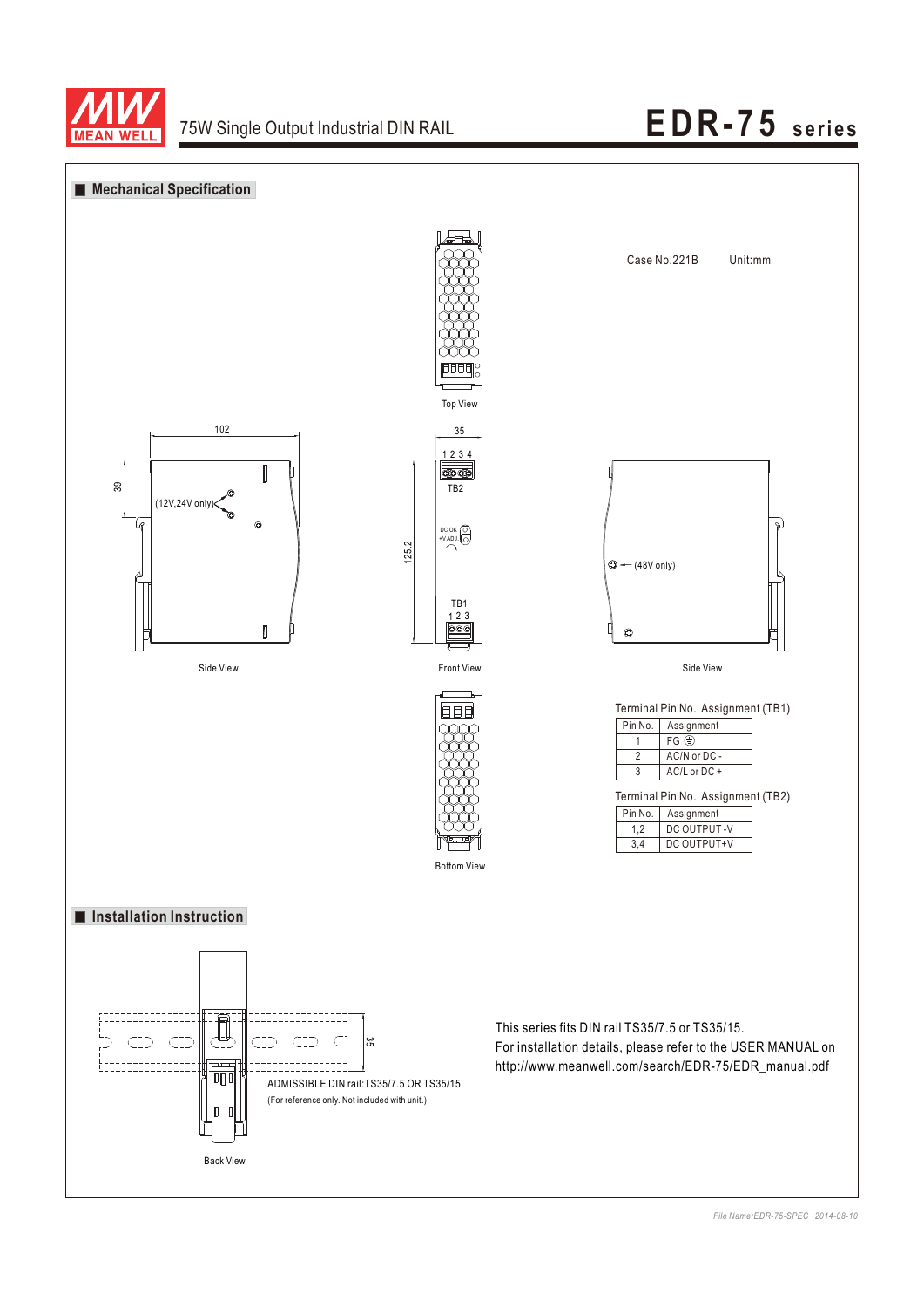## Mechanical Specification

Case No.221B Unit:mm

Top View

102

39

(12V,24V only)

Side View

35

1 2 3 4

TB2

DC OK

+V ADJ.

125.2

TB1

1 2 3

Front View

(48V only)

Side View

Bottom View

Terminal Pin No. Assignment (TB1)

| Pin No. | Assignment |
|---|---|
| 1 | FG ⏚ |
| 2 | AC/N or DC - |
| 3 | AC/L or DC + |

Terminal Pin No. Assignment (TB2)

| Pin No. | Assignment |
|---|---|
| 1,2 | DC OUTPUT -V |
| 3,4 | DC OUTPUT+V |

## Installation Instruction

35

ADMISSIBLE DIN rail:TS35/7.5 OR TS35/15

(For reference only. Not included with unit.)

Back View

This series fits DIN rail TS35/7.5 or TS35/15.
For installation details, please refer to the USER MANUAL on http://www.meanwell.com/search/EDR-75/EDR_manual.pdf

File Name:EDR-75-SPEC 2014-08-10